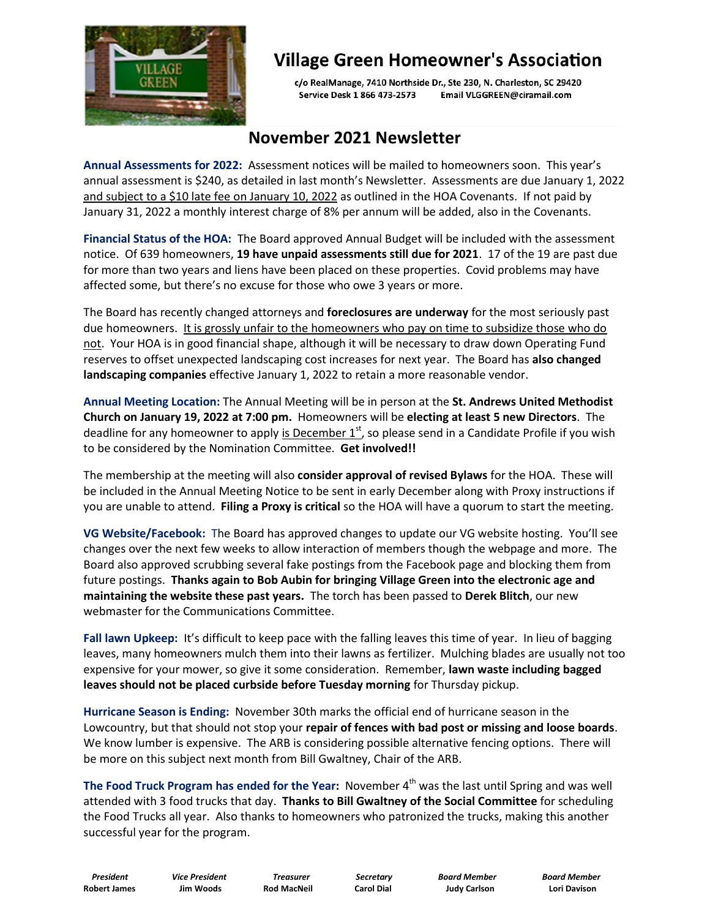# Village Green Homeowner's Association

c/o RealManage, 7410 Northside Dr., Ste 230, N. Charleston, SC 29420
Service Desk 1 866 473-2573    Email VLGGREEN@ciramail.com

## November 2021 Newsletter

**Annual Assessments for 2022:** Assessment notices will be mailed to homeowners soon. This year's annual assessment is $240, as detailed in last month's Newsletter. Assessments are due January 1, 2022 and subject to a $10 late fee on January 10, 2022 as outlined in the HOA Covenants. If not paid by January 31, 2022 a monthly interest charge of 8% per annum will be added, also in the Covenants.

**Financial Status of the HOA:** The Board approved Annual Budget will be included with the assessment notice. Of 639 homeowners, **19 have unpaid assessments still due for 2021**. 17 of the 19 are past due for more than two years and liens have been placed on these properties. Covid problems may have affected some, but there's no excuse for those who owe 3 years or more.

The Board has recently changed attorneys and **foreclosures are underway** for the most seriously past due homeowners. It is grossly unfair to the homeowners who pay on time to subsidize those who do not. Your HOA is in good financial shape, although it will be necessary to draw down Operating Fund reserves to offset unexpected landscaping cost increases for next year. The Board has **also changed landscaping companies** effective January 1, 2022 to retain a more reasonable vendor.

**Annual Meeting Location:** The Annual Meeting will be in person at the **St. Andrews United Methodist Church on January 19, 2022 at 7:00 pm.** Homeowners will be **electing at least 5 new Directors**. The deadline for any homeowner to apply is December 1st, so please send in a Candidate Profile if you wish to be considered by the Nomination Committee. **Get involved!!**

The membership at the meeting will also **consider approval of revised Bylaws** for the HOA. These will be included in the Annual Meeting Notice to be sent in early December along with Proxy instructions if you are unable to attend. **Filing a Proxy is critical** so the HOA will have a quorum to start the meeting.

**VG Website/Facebook:** The Board has approved changes to update our VG website hosting. You'll see changes over the next few weeks to allow interaction of members though the webpage and more. The Board also approved scrubbing several fake postings from the Facebook page and blocking them from future postings. **Thanks again to Bob Aubin for bringing Village Green into the electronic age and maintaining the website these past years.** The torch has been passed to **Derek Blitch**, our new webmaster for the Communications Committee.

**Fall lawn Upkeep:** It's difficult to keep pace with the falling leaves this time of year. In lieu of bagging leaves, many homeowners mulch them into their lawns as fertilizer. Mulching blades are usually not too expensive for your mower, so give it some consideration. Remember, **lawn waste including bagged leaves should not be placed curbside before Tuesday morning** for Thursday pickup.

**Hurricane Season is Ending:** November 30th marks the official end of hurricane season in the Lowcountry, but that should not stop your **repair of fences with bad post or missing and loose boards**. We know lumber is expensive. The ARB is considering possible alternative fencing options. There will be more on this subject next month from Bill Gwaltney, Chair of the ARB.

**The Food Truck Program has ended for the Year:** November 4th was the last until Spring and was well attended with 3 food trucks that day. **Thanks to Bill Gwaltney of the Social Committee** for scheduling the Food Trucks all year. Also thanks to homeowners who patronized the trucks, making this another successful year for the program.

| *President* | *Vice President* | *Treasurer* | *Secretary* | *Board Member* | *Board Member* |
|---|---|---|---|---|---|
| **Robert James** | **Jim Woods** | **Rod MacNeil** | **Carol Dial** | **Judy Carlson** | **Lori Davison** |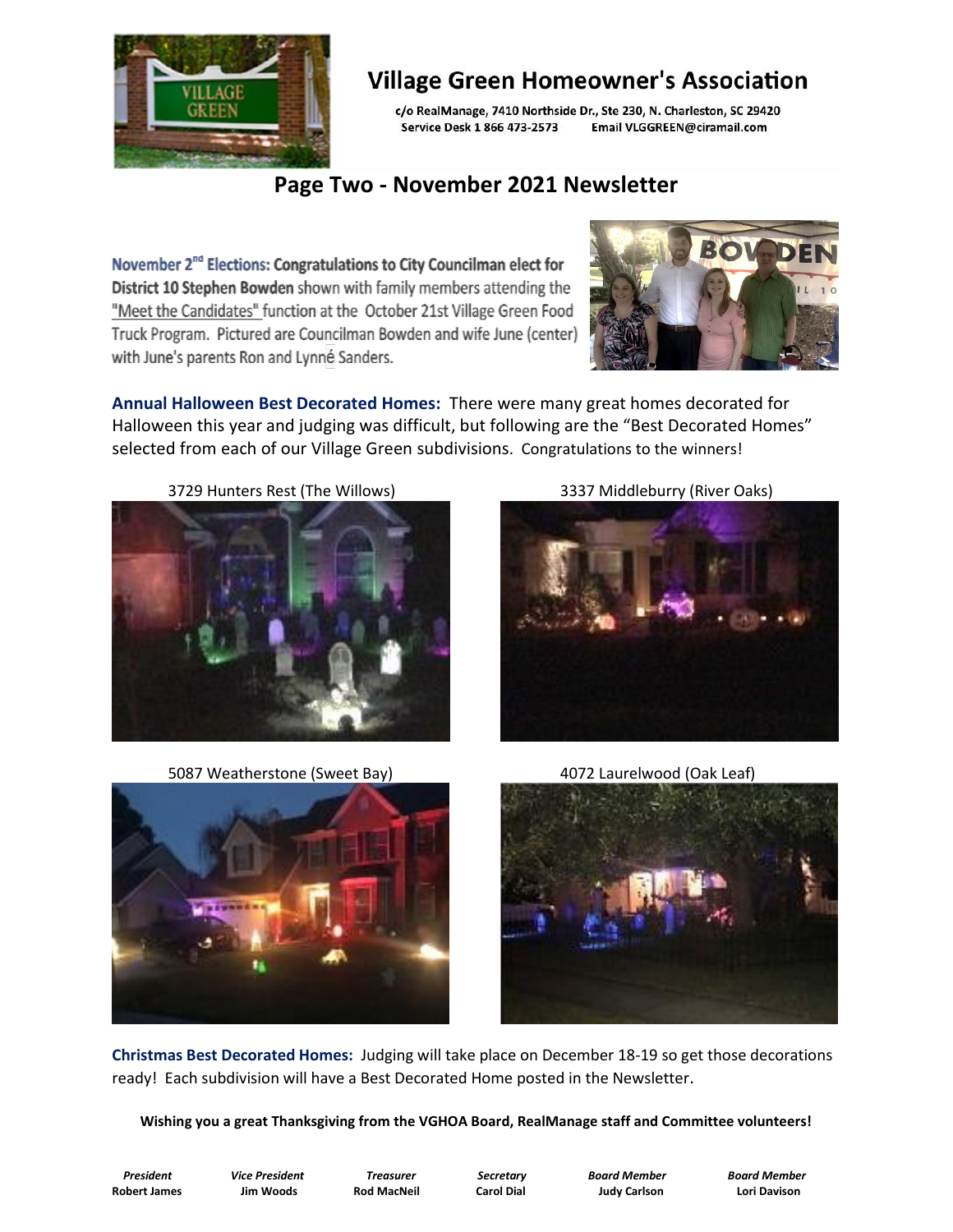# Village Green Homeowner's Association

c/o RealManage, 7410 Northside Dr., Ste 230, N. Charleston, SC 29420
Service Desk 1 866 473-2573 Email VLGGREEN@ciramail.com

## Page Two - November 2021 Newsletter

**November 2nd Elections:** **Congratulations to City Councilman elect for District 10 Stephen Bowden** shown with family members attending the "Meet the Candidates" function at the October 21st Village Green Food Truck Program. Pictured are Councilman Bowden and wife June (center) with June's parents Ron and Lynné Sanders.

**Annual Halloween Best Decorated Homes:** There were many great homes decorated for Halloween this year and judging was difficult, but following are the "Best Decorated Homes" selected from each of our Village Green subdivisions. Congratulations to the winners!

3729 Hunters Rest (The Willows)

3337 Middleburry (River Oaks)

5087 Weatherstone (Sweet Bay)

4072 Laurelwood (Oak Leaf)

**Christmas Best Decorated Homes:** Judging will take place on December 18-19 so get those decorations ready! Each subdivision will have a Best Decorated Home posted in the Newsletter.

**Wishing you a great Thanksgiving from the VGHOA Board, RealManage staff and Committee volunteers!**

| *President* | *Vice President* | *Treasurer* | *Secretary* | *Board Member* | *Board Member* |
|---|---|---|---|---|---|
| **Robert James** | **Jim Woods** | **Rod MacNeil** | **Carol Dial** | **Judy Carlson** | **Lori Davison** |